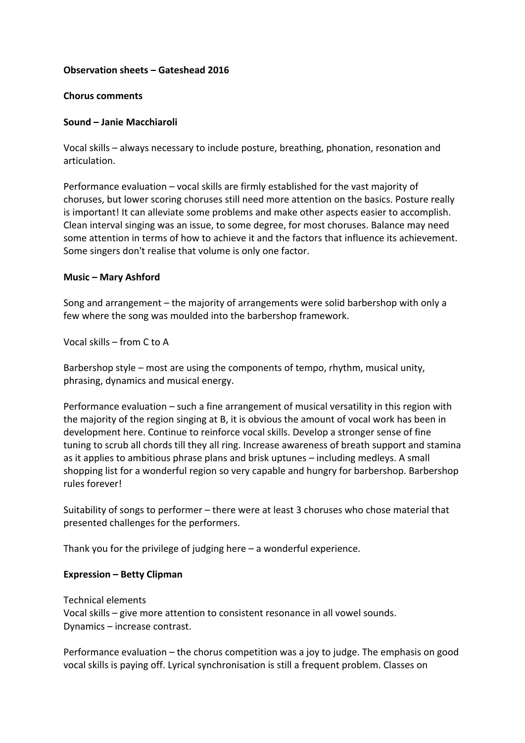**Observation sheets – Gateshead 2016**

**Chorus comments**

**Sound – Janie Macchiaroli**

Vocal skills – always necessary to include posture, breathing, phonation, resonation and articulation.

Performance evaluation – vocal skills are firmly established for the vast majority of choruses, but lower scoring choruses still need more attention on the basics. Posture really is important! It can alleviate some problems and make other aspects easier to accomplish. Clean interval singing was an issue, to some degree, for most choruses. Balance may need some attention in terms of how to achieve it and the factors that influence its achievement. Some singers don't realise that volume is only one factor.

**Music – Mary Ashford**

Song and arrangement – the majority of arrangements were solid barbershop with only a few where the song was moulded into the barbershop framework.

Vocal skills – from C to A

Barbershop style – most are using the components of tempo, rhythm, musical unity, phrasing, dynamics and musical energy.

Performance evaluation – such a fine arrangement of musical versatility in this region with the majority of the region singing at B, it is obvious the amount of vocal work has been in development here. Continue to reinforce vocal skills. Develop a stronger sense of fine tuning to scrub all chords till they all ring. Increase awareness of breath support and stamina as it applies to ambitious phrase plans and brisk uptunes – including medleys. A small shopping list for a wonderful region so very capable and hungry for barbershop. Barbershop rules forever!

Suitability of songs to performer – there were at least 3 choruses who chose material that presented challenges for the performers.

Thank you for the privilege of judging here – a wonderful experience.

**Expression – Betty Clipman**

Technical elements
Vocal skills – give more attention to consistent resonance in all vowel sounds.
Dynamics – increase contrast.

Performance evaluation – the chorus competition was a joy to judge. The emphasis on good vocal skills is paying off. Lyrical synchronisation is still a frequent problem. Classes on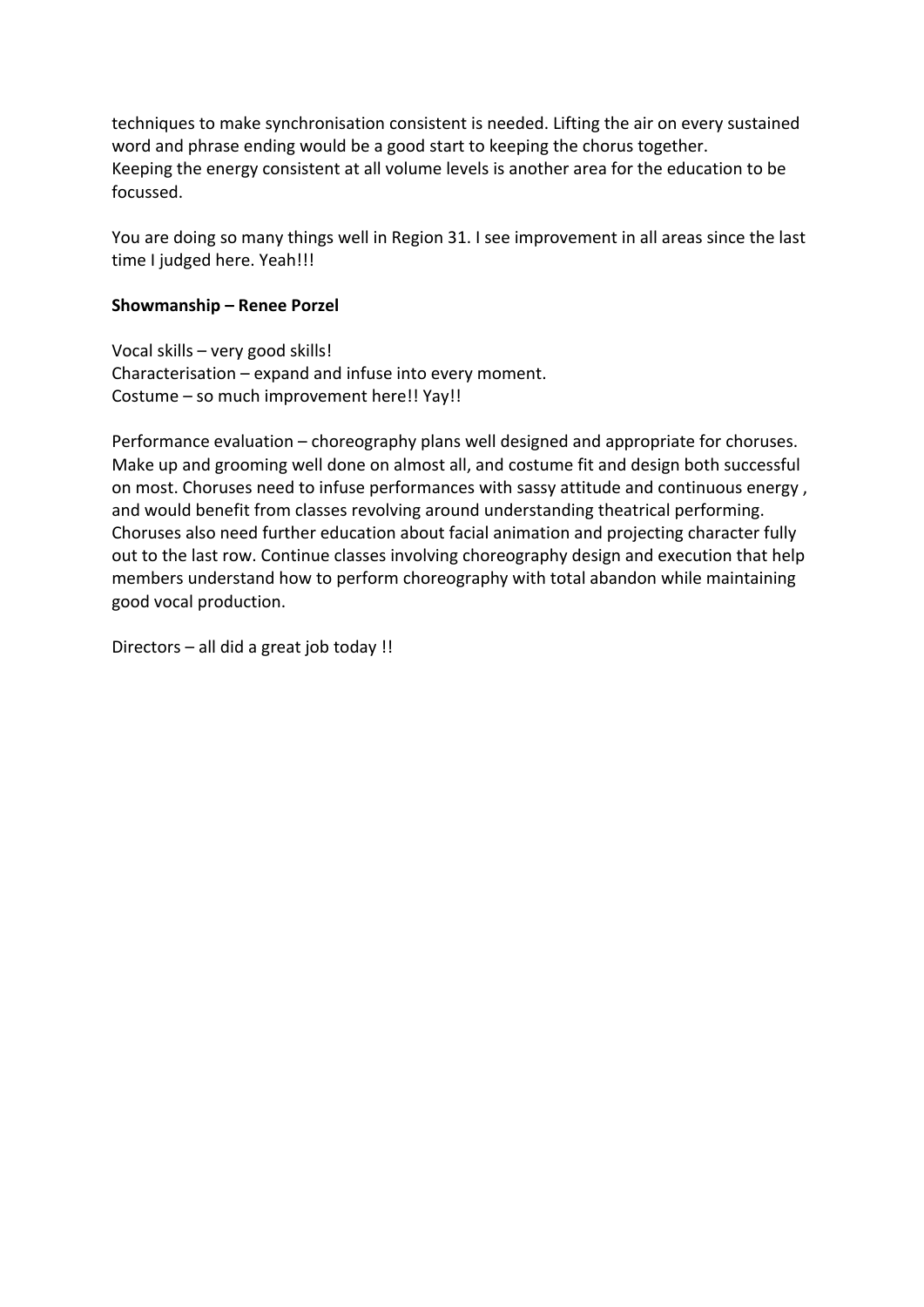techniques to make synchronisation consistent is needed. Lifting the air on every sustained word and phrase ending would be a good start to keeping the chorus together.
Keeping the energy consistent at all volume levels is another area for the education to be focussed.

You are doing so many things well in Region 31. I see improvement in all areas since the last time I judged here. Yeah!!!

**Showmanship – Renee Porzel**

Vocal skills – very good skills!
Characterisation – expand and infuse into every moment.
Costume – so much improvement here!! Yay!!

Performance evaluation – choreography plans well designed and appropriate for choruses. Make up and grooming well done on almost all, and costume fit and design both successful on most. Choruses need to infuse performances with sassy attitude and continuous energy , and would benefit from classes revolving around understanding theatrical performing. Choruses also need further education about facial animation and projecting character fully out to the last row. Continue classes involving choreography design and execution that help members understand how to perform choreography with total abandon while maintaining good vocal production.

Directors – all did a great job today !!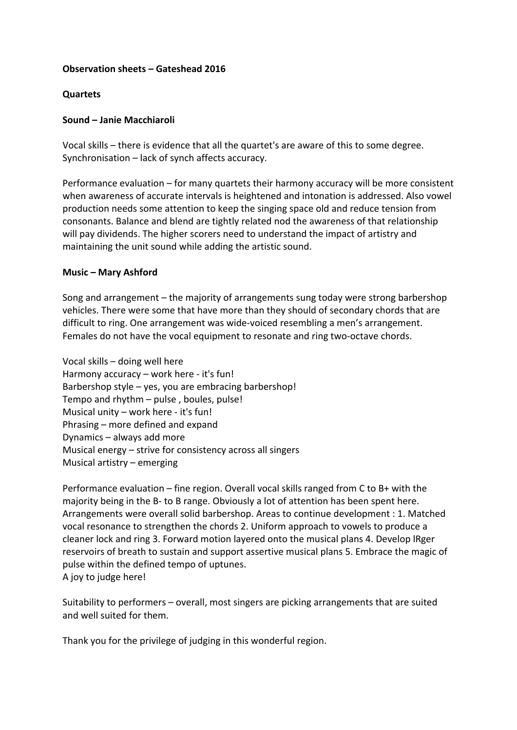**Observation sheets – Gateshead 2016**

**Quartets**

**Sound – Janie Macchiaroli**

Vocal skills – there is evidence that all the quartet's are aware of this to some degree.
Synchronisation – lack of synch affects accuracy.

Performance evaluation – for many quartets their harmony accuracy will be more consistent when awareness of accurate intervals is heightened and intonation is addressed. Also vowel production needs some attention to keep the singing space old and reduce tension from consonants. Balance and blend are tightly related nod the awareness of that relationship will pay dividends. The higher scorers need to understand the impact of artistry and maintaining the unit sound while adding the artistic sound.

**Music – Mary Ashford**

Song and arrangement – the majority of arrangements sung today were strong barbershop vehicles. There were some that have more than they should of secondary chords that are difficult to ring. One arrangement was wide-voiced resembling a men's arrangement. Females do not have the vocal equipment to resonate and ring two-octave chords.

Vocal skills – doing well here
Harmony accuracy – work here - it's fun!
Barbershop style – yes, you are embracing barbershop!
Tempo and rhythm – pulse , boules, pulse!
Musical unity – work here - it's fun!
Phrasing – more defined and expand
Dynamics – always add more
Musical energy – strive for consistency across all singers
Musical artistry – emerging

Performance evaluation – fine region. Overall vocal skills ranged from C to B+ with the majority being in the B- to B range. Obviously a lot of attention has been spent here. Arrangements were overall solid barbershop. Areas to continue development : 1. Matched vocal resonance to strengthen the chords 2. Uniform approach to vowels to produce a cleaner lock and ring 3. Forward motion layered onto the musical plans 4. Develop lRger reservoirs of breath to sustain and support assertive musical plans 5. Embrace the magic of pulse within the defined tempo of uptunes.
A joy to judge here!

Suitability to performers – overall, most singers are picking arrangements that are suited and well suited for them.

Thank you for the privilege of judging in this wonderful region.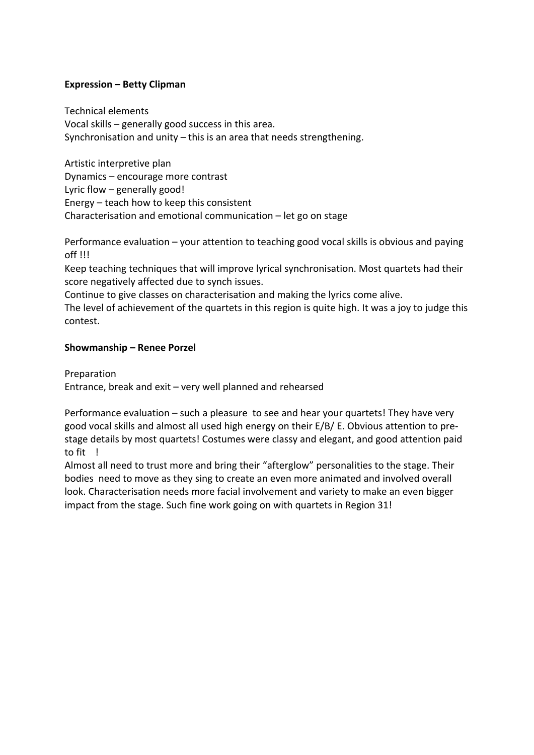**Expression – Betty Clipman**

Technical elements
Vocal skills – generally good success in this area.
Synchronisation and unity – this is an area that needs strengthening.

Artistic interpretive plan
Dynamics – encourage more contrast
Lyric flow – generally good!
Energy – teach how to keep this consistent
Characterisation and emotional communication – let go on stage

Performance evaluation – your attention to teaching good vocal skills is obvious and paying off !!!
Keep teaching techniques that will improve lyrical synchronisation. Most quartets had their score negatively affected due to synch issues.
Continue to give classes on characterisation and making the lyrics come alive.
The level of achievement of the quartets in this region is quite high. It was a joy to judge this contest.

**Showmanship – Renee Porzel**

Preparation
Entrance, break and exit – very well planned and rehearsed

Performance evaluation – such a pleasure to see and hear your quartets! They have very good vocal skills and almost all used high energy on their E/B/ E. Obvious attention to pre-stage details by most quartets! Costumes were classy and elegant, and good attention paid to fit !
Almost all need to trust more and bring their "afterglow" personalities to the stage. Their bodies need to move as they sing to create an even more animated and involved overall look. Characterisation needs more facial involvement and variety to make an even bigger impact from the stage. Such fine work going on with quartets in Region 31!